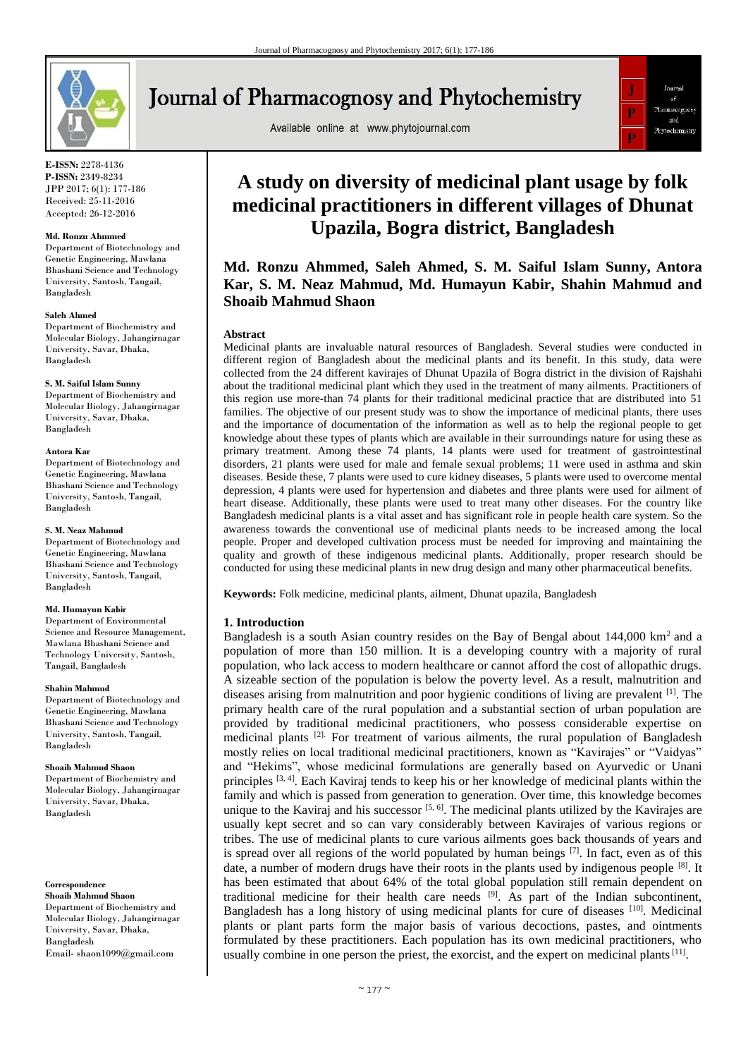**E-ISSN:** 2278-4136
**P-ISSN:** 2349-8234
JPP 2017; 6(1): 177-186
Received: 25-11-2016
Accepted: 26-12-2016

**Md. Ronzu Ahmmed**
Department of Biotechnology and Genetic Engineering, Mawlana Bhashani Science and Technology University, Santosh, Tangail, Bangladesh

**Saleh Ahmed**
Department of Biochemistry and Molecular Biology, Jahangirnagar University, Savar, Dhaka, Bangladesh

**S. M. Saiful Islam Sunny**
Department of Biochemistry and Molecular Biology, Jahangirnagar University, Savar, Dhaka, Bangladesh

**Antora Kar**
Department of Biotechnology and Genetic Engineering, Mawlana Bhashani Science and Technology University, Santosh, Tangail, Bangladesh

**S. M. Neaz Mahmud**
Department of Biotechnology and Genetic Engineering, Mawlana Bhashani Science and Technology University, Santosh, Tangail, Bangladesh

**Md. Humayun Kabir**
Department of Environmental Science and Resource Management, Mawlana Bhashani Science and Technology University, Santosh, Tangail, Bangladesh

**Shahin Mahmud**
Department of Biotechnology and Genetic Engineering, Mawlana Bhashani Science and Technology University, Santosh, Tangail, Bangladesh

**Shoaib Mahmud Shaon**
Department of Biochemistry and Molecular Biology, Jahangirnagar University, Savar, Dhaka, Bangladesh

**Correspondence**
**Shoaib Mahmud Shaon**
Department of Biochemistry and Molecular Biology, Jahangirnagar University, Savar, Dhaka, Bangladesh
Email- shaon1099@gmail.com

# A study on diversity of medicinal plant usage by folk medicinal practitioners in different villages of Dhunat Upazila, Bogra district, Bangladesh

**Md. Ronzu Ahmmed, Saleh Ahmed, S. M. Saiful Islam Sunny, Antora Kar, S. M. Neaz Mahmud, Md. Humayun Kabir, Shahin Mahmud and Shoaib Mahmud Shaon**

### Abstract

Medicinal plants are invaluable natural resources of Bangladesh. Several studies were conducted in different region of Bangladesh about the medicinal plants and its benefit. In this study, data were collected from the 24 different kavirajes of Dhunat Upazila of Bogra district in the division of Rajshahi about the traditional medicinal plant which they used in the treatment of many ailments. Practitioners of this region use more-than 74 plants for their traditional medicinal practice that are distributed into 51 families. The objective of our present study was to show the importance of medicinal plants, there uses and the importance of documentation of the information as well as to help the regional people to get knowledge about these types of plants which are available in their surroundings nature for using these as primary treatment. Among these 74 plants, 14 plants were used for treatment of gastrointestinal disorders, 21 plants were used for male and female sexual problems; 11 were used in asthma and skin diseases. Beside these, 7 plants were used to cure kidney diseases, 5 plants were used to overcome mental depression, 4 plants were used for hypertension and diabetes and three plants were used for ailment of heart disease. Additionally, these plants were used to treat many other diseases. For the country like Bangladesh medicinal plants is a vital asset and has significant role in people health care system. So the awareness towards the conventional use of medicinal plants needs to be increased among the local people. Proper and developed cultivation process must be needed for improving and maintaining the quality and growth of these indigenous medicinal plants. Additionally, proper research should be conducted for using these medicinal plants in new drug design and many other pharmaceutical benefits.

**Keywords:** Folk medicine, medicinal plants, ailment, Dhunat upazila, Bangladesh

## 1. Introduction

Bangladesh is a south Asian country resides on the Bay of Bengal about 144,000 km$^2$ and a population of more than 150 million. It is a developing country with a majority of rural population, who lack access to modern healthcare or cannot afford the cost of allopathic drugs. A sizeable section of the population is below the poverty level. As a result, malnutrition and diseases arising from malnutrition and poor hygienic conditions of living are prevalent [1]. The primary health care of the rural population and a substantial section of urban population are provided by traditional medicinal practitioners, who possess considerable expertise on medicinal plants [2]. For treatment of various ailments, the rural population of Bangladesh mostly relies on local traditional medicinal practitioners, known as "Kavirajes" or "Vaidyas" and "Hekims", whose medicinal formulations are generally based on Ayurvedic or Unani principles [3, 4]. Each Kaviraj tends to keep his or her knowledge of medicinal plants within the family and which is passed from generation to generation. Over time, this knowledge becomes unique to the Kaviraj and his successor [5, 6]. The medicinal plants utilized by the Kavirajes are usually kept secret and so can vary considerably between Kavirajes of various regions or tribes. The use of medicinal plants to cure various ailments goes back thousands of years and is spread over all regions of the world populated by human beings [7]. In fact, even as of this date, a number of modern drugs have their roots in the plants used by indigenous people [8]. It has been estimated that about 64% of the total global population still remain dependent on traditional medicine for their health care needs [9]. As part of the Indian subcontinent, Bangladesh has a long history of using medicinal plants for cure of diseases [10]. Medicinal plants or plant parts form the major basis of various decoctions, pastes, and ointments formulated by these practitioners. Each population has its own medicinal practitioners, who usually combine in one person the priest, the exorcist, and the expert on medicinal plants [11].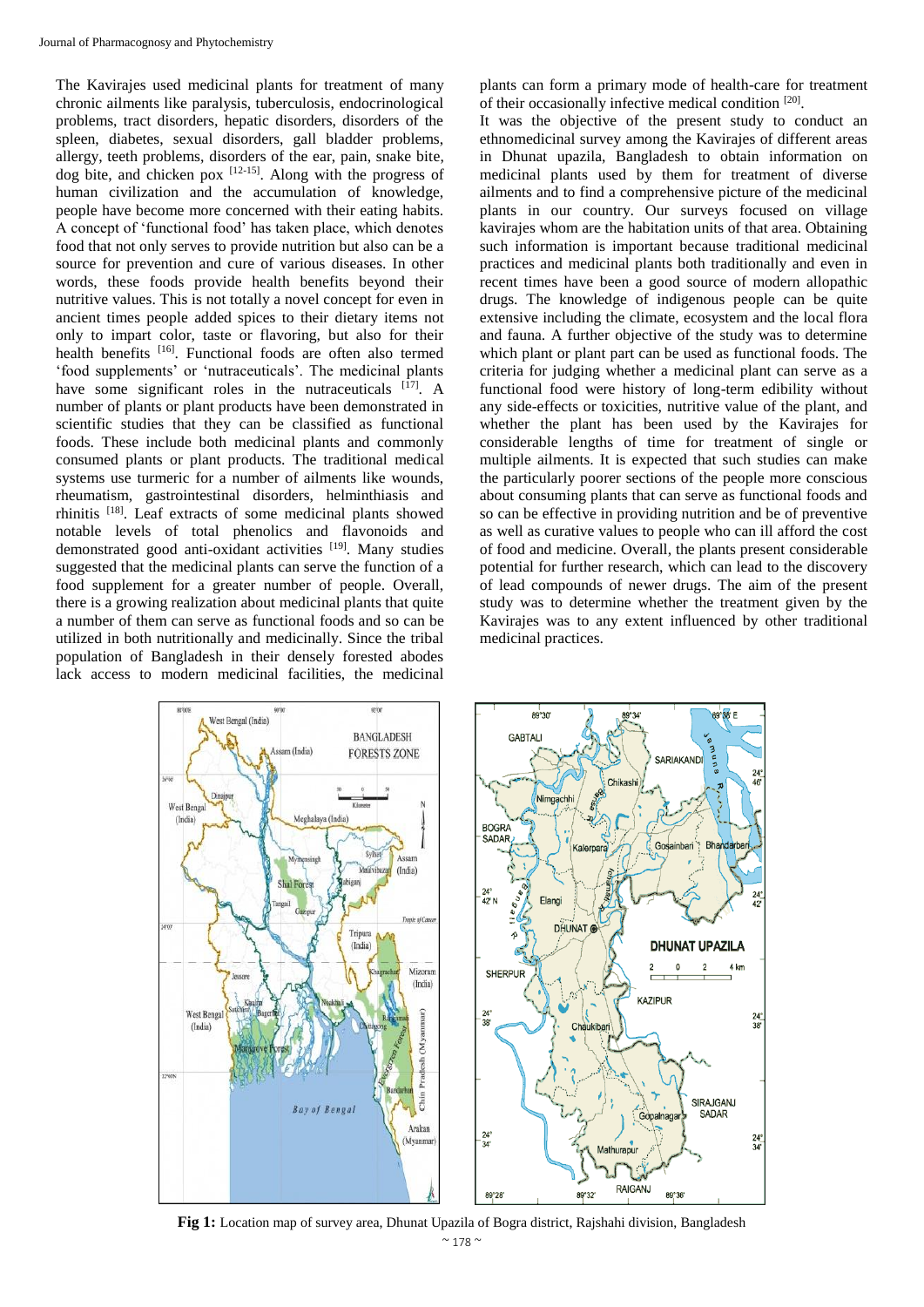The Kavirajes used medicinal plants for treatment of many chronic ailments like paralysis, tuberculosis, endocrinological problems, tract disorders, hepatic disorders, disorders of the spleen, diabetes, sexual disorders, gall bladder problems, allergy, teeth problems, disorders of the ear, pain, snake bite, dog bite, and chicken pox [12-15]. Along with the progress of human civilization and the accumulation of knowledge, people have become more concerned with their eating habits. A concept of 'functional food' has taken place, which denotes food that not only serves to provide nutrition but also can be a source for prevention and cure of various diseases. In other words, these foods provide health benefits beyond their nutritive values. This is not totally a novel concept for even in ancient times people added spices to their dietary items not only to impart color, taste or flavoring, but also for their health benefits [16]. Functional foods are often also termed 'food supplements' or 'nutraceuticals'. The medicinal plants have some significant roles in the nutraceuticals [17]. A number of plants or plant products have been demonstrated in scientific studies that they can be classified as functional foods. These include both medicinal plants and commonly consumed plants or plant products. The traditional medical systems use turmeric for a number of ailments like wounds, rheumatism, gastrointestinal disorders, helminthiasis and rhinitis [18]. Leaf extracts of some medicinal plants showed notable levels of total phenolics and flavonoids and demonstrated good anti-oxidant activities [19]. Many studies suggested that the medicinal plants can serve the function of a food supplement for a greater number of people. Overall, there is a growing realization about medicinal plants that quite a number of them can serve as functional foods and so can be utilized in both nutritionally and medicinally. Since the tribal population of Bangladesh in their densely forested abodes lack access to modern medicinal facilities, the medicinal plants can form a primary mode of health-care for treatment of their occasionally infective medical condition [20].

It was the objective of the present study to conduct an ethnomedicinal survey among the Kavirajes of different areas in Dhunat upazila, Bangladesh to obtain information on medicinal plants used by them for treatment of diverse ailments and to find a comprehensive picture of the medicinal plants in our country. Our surveys focused on village kavirajes whom are the habitation units of that area. Obtaining such information is important because traditional medicinal practices and medicinal plants both traditionally and even in recent times have been a good source of modern allopathic drugs. The knowledge of indigenous people can be quite extensive including the climate, ecosystem and the local flora and fauna. A further objective of the study was to determine which plant or plant part can be used as functional foods. The criteria for judging whether a medicinal plant can serve as a functional food were history of long-term edibility without any side-effects or toxicities, nutritive value of the plant, and whether the plant has been used by the Kavirajes for considerable lengths of time for treatment of single or multiple ailments. It is expected that such studies can make the particularly poorer sections of the people more conscious about consuming plants that can serve as functional foods and so can be effective in providing nutrition and be of preventive as well as curative values to people who can ill afford the cost of food and medicine. Overall, the plants present considerable potential for further research, which can lead to the discovery of lead compounds of newer drugs. The aim of the present study was to determine whether the treatment given by the Kavirajes was to any extent influenced by other traditional medicinal practices.

**Fig 1:** Location map of survey area, Dhunat Upazila of Bogra district, Rajshahi division, Bangladesh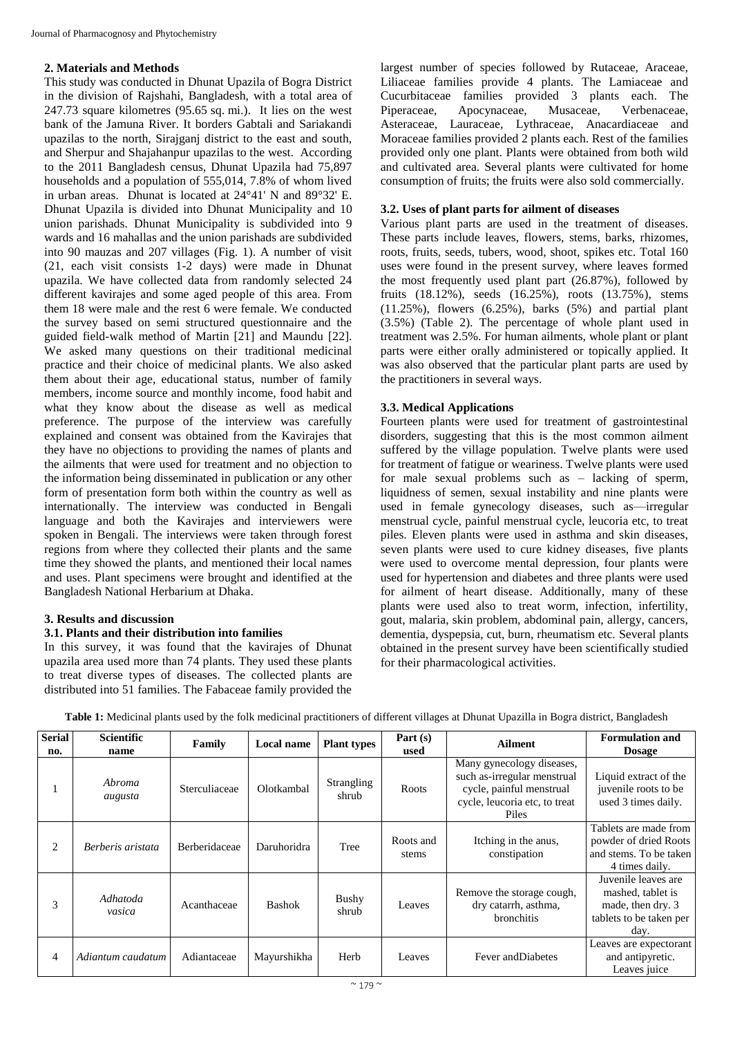## 2. Materials and Methods

This study was conducted in Dhunat Upazila of Bogra District in the division of Rajshahi, Bangladesh, with a total area of 247.73 square kilometres (95.65 sq. mi.). It lies on the west bank of the Jamuna River. It borders Gabtali and Sariakandi upazilas to the north, Sirajganj district to the east and south, and Sherpur and Shajahanpur upazilas to the west. According to the 2011 Bangladesh census, Dhunat Upazila had 75,897 households and a population of 555,014, 7.8% of whom lived in urban areas. Dhunat is located at 24°41' N and 89°32' E. Dhunat Upazila is divided into Dhunat Municipality and 10 union parishads. Dhunat Municipality is subdivided into 9 wards and 16 mahallas and the union parishads are subdivided into 90 mauzas and 207 villages (Fig. 1). A number of visit (21, each visit consists 1-2 days) were made in Dhunat upazila. We have collected data from randomly selected 24 different kavirajes and some aged people of this area. From them 18 were male and the rest 6 were female. We conducted the survey based on semi structured questionnaire and the guided field-walk method of Martin [21] and Maundu [22]. We asked many questions on their traditional medicinal practice and their choice of medicinal plants. We also asked them about their age, educational status, number of family members, income source and monthly income, food habit and what they know about the disease as well as medical preference. The purpose of the interview was carefully explained and consent was obtained from the Kavirajes that they have no objections to providing the names of plants and the ailments that were used for treatment and no objection to the information being disseminated in publication or any other form of presentation form both within the country as well as internationally. The interview was conducted in Bengali language and both the Kavirajes and interviewers were spoken in Bengali. The interviews were taken through forest regions from where they collected their plants and the same time they showed the plants, and mentioned their local names and uses. Plant specimens were brought and identified at the Bangladesh National Herbarium at Dhaka.

## 3. Results and discussion

### 3.1. Plants and their distribution into families

In this survey, it was found that the kavirajes of Dhunat upazila area used more than 74 plants. They used these plants to treat diverse types of diseases. The collected plants are distributed into 51 families. The Fabaceae family provided the largest number of species followed by Rutaceae, Araceae, Liliaceae families provide 4 plants. The Lamiaceae and Cucurbitaceae families provided 3 plants each. The Piperaceae, Apocynaceae, Musaceae, Verbenaceae, Asteraceae, Lauraceae, Lythraceae, Anacardiaceae and Moraceae families provided 2 plants each. Rest of the families provided only one plant. Plants were obtained from both wild and cultivated area. Several plants were cultivated for home consumption of fruits; the fruits were also sold commercially.

### 3.2. Uses of plant parts for ailment of diseases

Various plant parts are used in the treatment of diseases. These parts include leaves, flowers, stems, barks, rhizomes, roots, fruits, seeds, tubers, wood, shoot, spikes etc. Total 160 uses were found in the present survey, where leaves formed the most frequently used plant part (26.87%), followed by fruits (18.12%), seeds (16.25%), roots (13.75%), stems (11.25%), flowers (6.25%), barks (5%) and partial plant (3.5%) (Table 2). The percentage of whole plant used in treatment was 2.5%. For human ailments, whole plant or plant parts were either orally administered or topically applied. It was also observed that the particular plant parts are used by the practitioners in several ways.

### 3.3. Medical Applications

Fourteen plants were used for treatment of gastrointestinal disorders, suggesting that this is the most common ailment suffered by the village population. Twelve plants were used for treatment of fatigue or weariness. Twelve plants were used for male sexual problems such as – lacking of sperm, liquidness of semen, sexual instability and nine plants were used in female gynecology diseases, such as—irregular menstrual cycle, painful menstrual cycle, leucoria etc, to treat piles. Eleven plants were used in asthma and skin diseases, seven plants were used to cure kidney diseases, five plants were used to overcome mental depression, four plants were used for hypertension and diabetes and three plants were used for ailment of heart disease. Additionally, many of these plants were used also to treat worm, infection, infertility, gout, malaria, skin problem, abdominal pain, allergy, cancers, dementia, dyspepsia, cut, burn, rheumatism etc. Several plants obtained in the present survey have been scientifically studied for their pharmacological activities.

**Table 1:** Medicinal plants used by the folk medicinal practitioners of different villages at Dhunat Upazilla in Bogra district, Bangladesh

| Serial no. | Scientific name | Family | Local name | Plant types | Part (s) used | Ailment | Formulation and Dosage |
|---|---|---|---|---|---|---|---|
| 1 | *Abroma augusta* | Sterculiaceae | Olotkambal | Strangling shrub | Roots | Many gynecology diseases, such as-irregular menstrual cycle, painful menstrual cycle, leucoria etc, to treat Piles | Liquid extract of the juvenile roots to be used 3 times daily. |
| 2 | *Berberis aristata* | Berberidaceae | Daruhoridra | Tree | Roots and stems | Itching in the anus, constipation | Tablets are made from powder of dried Roots and stems. To be taken 4 times daily. |
| 3 | *Adhatoda vasica* | Acanthaceae | Bashok | Bushy shrub | Leaves | Remove the storage cough, dry catarrh, asthma, bronchitis | Juvenile leaves are mashed, tablet is made, then dry. 3 tablets to be taken per day. |
| 4 | *Adiantum caudatum* | Adiantaceae | Mayurshikha | Herb | Leaves | Fever andDiabetes | Leaves are expectorant and antipyretic. Leaves juice |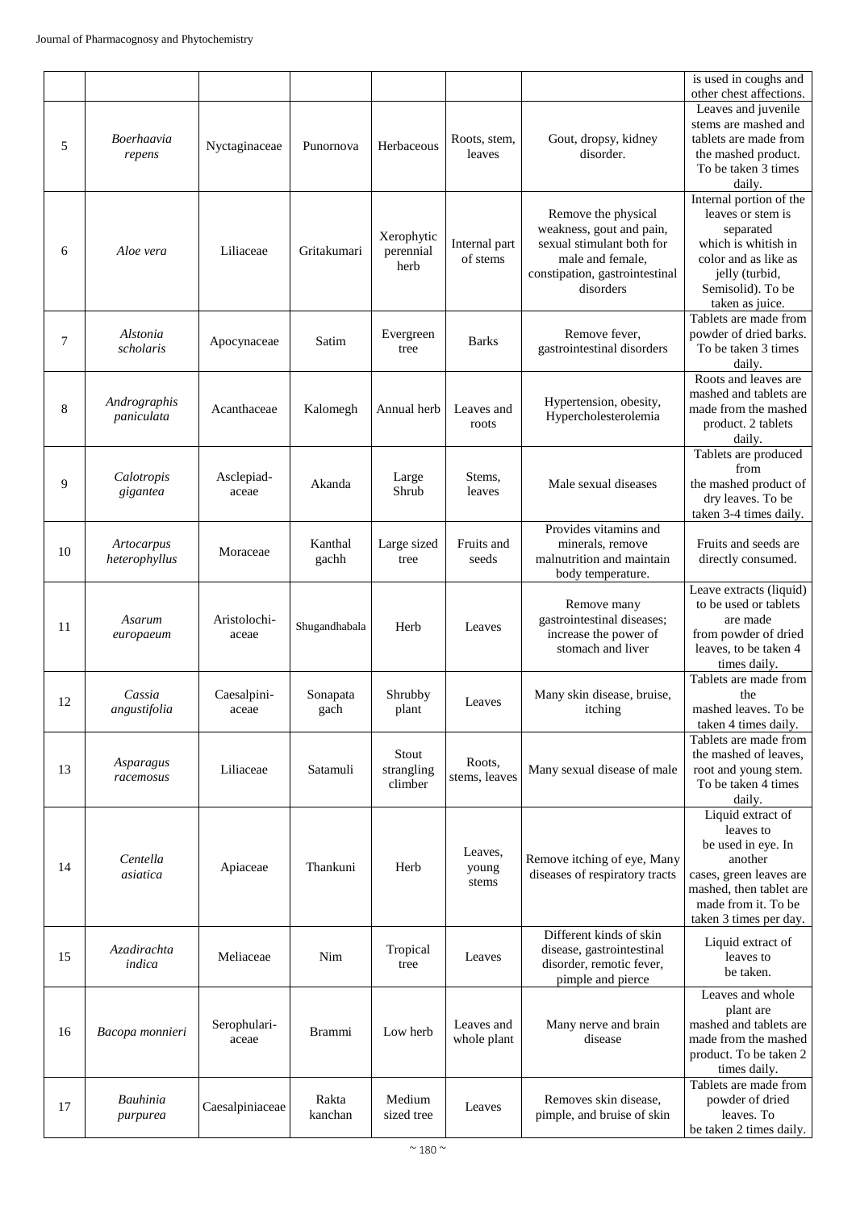|  |  |  |  |  |  |  | is used in coughs and other chest affections. |
|---|---|---|---|---|---|---|---|
| 5 | *Boerhaavia repens* | Nyctaginaceae | Punornova | Herbaceous | Roots, stem, leaves | Gout, dropsy, kidney disorder. | Leaves and juvenile stems are mashed and tablets are made from the mashed product. To be taken 3 times daily. |
| 6 | *Aloe vera* | Liliaceae | Gritakumari | Xerophytic perennial herb | Internal part of stems | Remove the physical weakness, gout and pain, sexual stimulant both for male and female, constipation, gastrointestinal disorders | Internal portion of the leaves or stem is separated which is whitish in color and as like as jelly (turbid, Semisolid). To be taken as juice. |
| 7 | *Alstonia scholaris* | Apocynaceae | Satim | Evergreen tree | Barks | Remove fever, gastrointestinal disorders | Tablets are made from powder of dried barks. To be taken 3 times daily. |
| 8 | *Andrographis paniculata* | Acanthaceae | Kalomegh | Annual herb | Leaves and roots | Hypertension, obesity, Hypercholesterolemia | Roots and leaves are mashed and tablets are made from the mashed product. 2 tablets daily. |
| 9 | *Calotropis gigantea* | Asclepiad-aceae | Akanda | Large Shrub | Stems, leaves | Male sexual diseases | Tablets are produced from the mashed product of dry leaves. To be taken 3-4 times daily. |
| 10 | *Artocarpus heterophyllus* | Moraceae | Kanthal gachh | Large sized tree | Fruits and seeds | Provides vitamins and minerals, remove malnutrition and maintain body temperature. | Fruits and seeds are directly consumed. |
| 11 | *Asarum europaeum* | Aristolochi-aceae | Shugandhabala | Herb | Leaves | Remove many gastrointestinal diseases; increase the power of stomach and liver | Leave extracts (liquid) to be used or tablets are made from powder of dried leaves, to be taken 4 times daily. |
| 12 | *Cassia angustifolia* | Caesalpini-aceae | Sonapata gach | Shrubby plant | Leaves | Many skin disease, bruise, itching | Tablets are made from the mashed leaves. To be taken 4 times daily. |
| 13 | *Asparagus racemosus* | Liliaceae | Satamuli | Stout strangling climber | Roots, stems, leaves | Many sexual disease of male | Tablets are made from the mashed of leaves, root and young stem. To be taken 4 times daily. |
| 14 | *Centella asiatica* | Apiaceae | Thankuni | Herb | Leaves, young stems | Remove itching of eye, Many diseases of respiratory tracts | Liquid extract of leaves to be used in eye. In another cases, green leaves are mashed, then tablet are made from it. To be taken 3 times per day. |
| 15 | *Azadirachta indica* | Meliaceae | Nim | Tropical tree | Leaves | Different kinds of skin disease, gastrointestinal disorder, remotic fever, pimple and pierce | Liquid extract of leaves to be taken. |
| 16 | *Bacopa monnieri* | Serophulari-aceae | Brammi | Low herb | Leaves and whole plant | Many nerve and brain disease | Leaves and whole plant are mashed and tablets are made from the mashed product. To be taken 2 times daily. |
| 17 | *Bauhinia purpurea* | Caesalpiniaceae | Rakta kanchan | Medium sized tree | Leaves | Removes skin disease, pimple, and bruise of skin | Tablets are made from powder of dried leaves. To be taken 2 times daily. |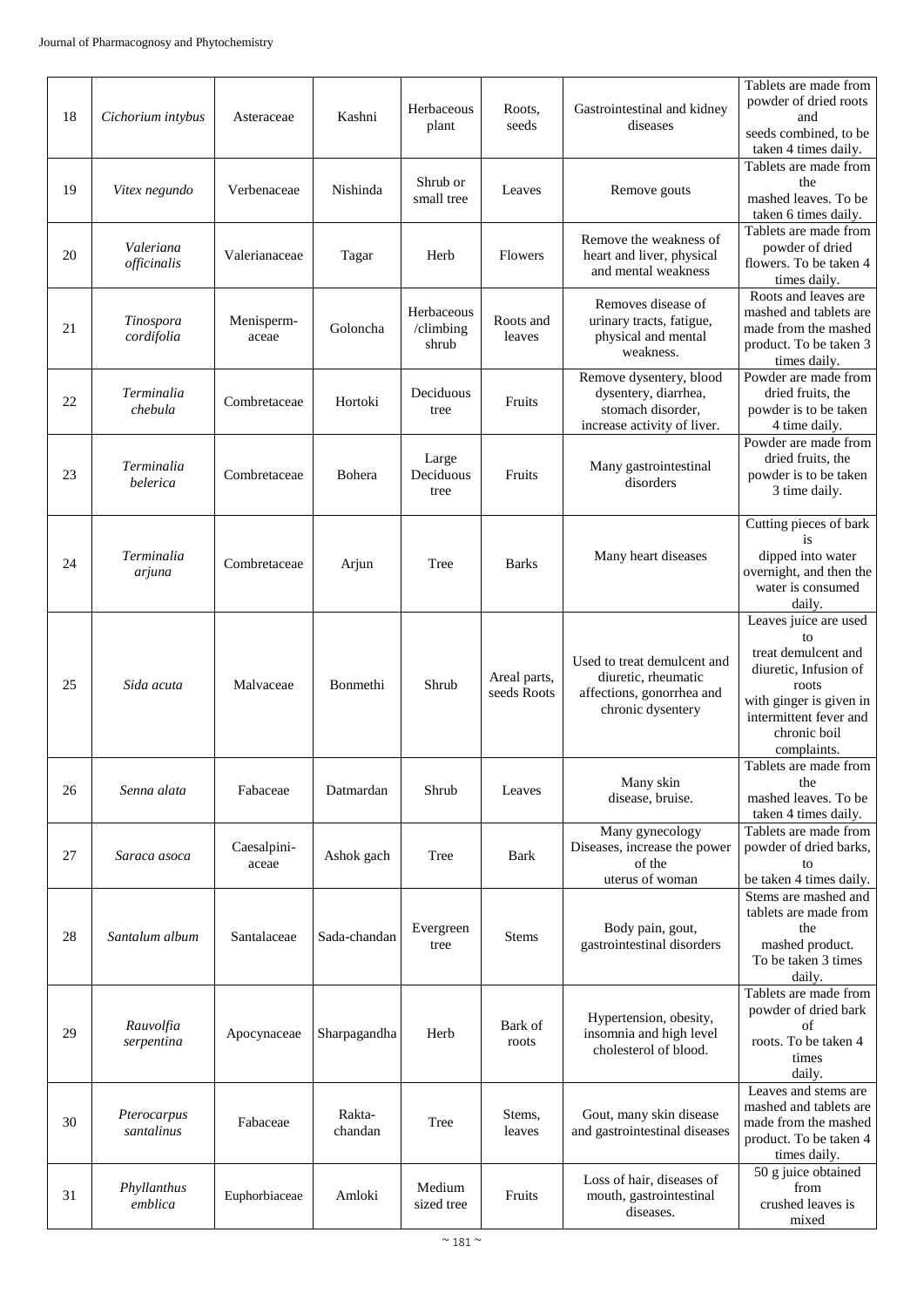| 18 | *Cichorium intybus* | Asteraceae | Kashni | Herbaceous plant | Roots, seeds | Gastrointestinal and kidney diseases | Tablets are made from powder of dried roots and seeds combined, to be taken 4 times daily. |
|---|---|---|---|---|---|---|---|
| 19 | *Vitex negundo* | Verbenaceae | Nishinda | Shrub or small tree | Leaves | Remove gouts | Tablets are made from the mashed leaves. To be taken 6 times daily. |
| 20 | *Valeriana officinalis* | Valerianaceae | Tagar | Herb | Flowers | Remove the weakness of heart and liver, physical and mental weakness | Tablets are made from powder of dried flowers. To be taken 4 times daily. |
| 21 | *Tinospora cordifolia* | Menisperm-aceae | Goloncha | Herbaceous /climbing shrub | Roots and leaves | Removes disease of urinary tracts, fatigue, physical and mental weakness. | Roots and leaves are mashed and tablets are made from the mashed product. To be taken 3 times daily. |
| 22 | *Terminalia chebula* | Combretaceae | Hortoki | Deciduous tree | Fruits | Remove dysentery, blood dysentery, diarrhea, stomach disorder, increase activity of liver. | Powder are made from dried fruits, the powder is to be taken 4 time daily. |
| 23 | *Terminalia belerica* | Combretaceae | Bohera | Large Deciduous tree | Fruits | Many gastrointestinal disorders | Powder are made from dried fruits, the powder is to be taken 3 time daily. |
| 24 | *Terminalia arjuna* | Combretaceae | Arjun | Tree | Barks | Many heart diseases | Cutting pieces of bark is dipped into water overnight, and then the water is consumed daily. |
| 25 | *Sida acuta* | Malvaceae | Bonmethi | Shrub | Areal parts, seeds Roots | Used to treat demulcent and diuretic, rheumatic affections, gonorrhea and chronic dysentery | Leaves juice are used to treat demulcent and diuretic, Infusion of roots with ginger is given in intermittent fever and chronic boil complaints. |
| 26 | *Senna alata* | Fabaceae | Datmardan | Shrub | Leaves | Many skin disease, bruise. | Tablets are made from the mashed leaves. To be taken 4 times daily. |
| 27 | *Saraca asoca* | Caesalpini-aceae | Ashok gach | Tree | Bark | Many gynecology Diseases, increase the power of the uterus of woman | Tablets are made from powder of dried barks, to be taken 4 times daily. |
| 28 | *Santalum album* | Santalaceae | Sada-chandan | Evergreen tree | Stems | Body pain, gout, gastrointestinal disorders | Stems are mashed and tablets are made from the mashed product. To be taken 3 times daily. |
| 29 | *Rauvolfia serpentina* | Apocynaceae | Sharpagandha | Herb | Bark of roots | Hypertension, obesity, insomnia and high level cholesterol of blood. | Tablets are made from powder of dried bark of roots. To be taken 4 times daily. |
| 30 | *Pterocarpus santalinus* | Fabaceae | Rakta-chandan | Tree | Stems, leaves | Gout, many skin disease and gastrointestinal diseases | Leaves and stems are mashed and tablets are made from the mashed product. To be taken 4 times daily. |
| 31 | *Phyllanthus emblica* | Euphorbiaceae | Amloki | Medium sized tree | Fruits | Loss of hair, diseases of mouth, gastrointestinal diseases. | 50 g juice obtained from crushed leaves is mixed |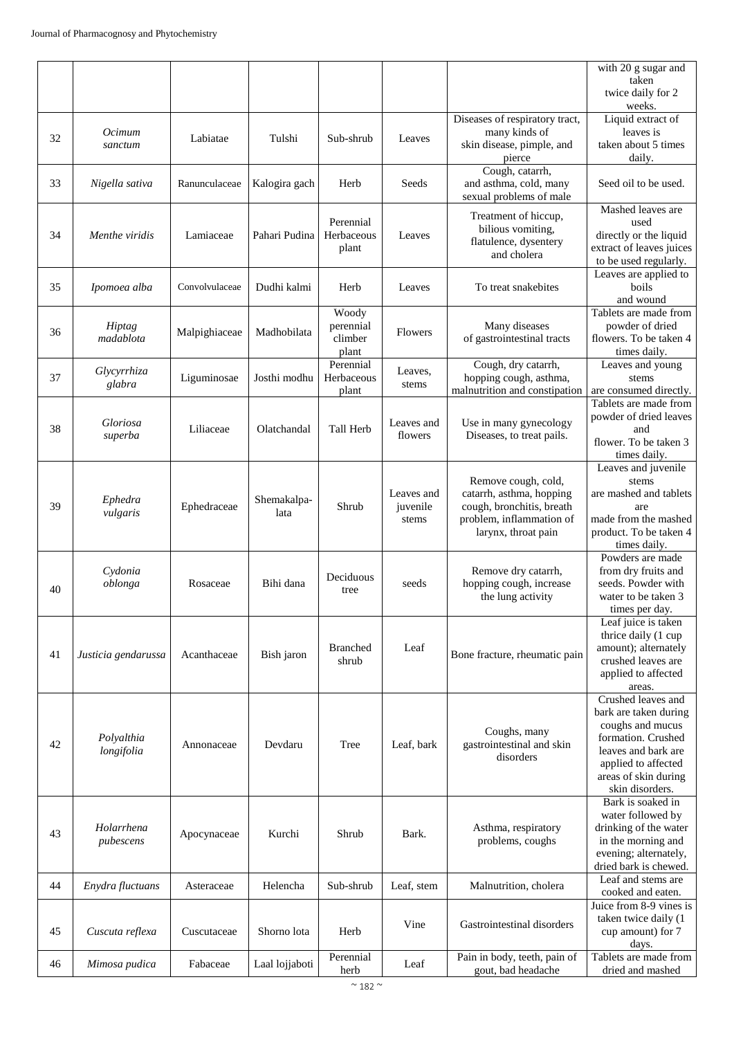|  |  |  |  |  |  |  | with 20 g sugar and taken twice daily for 2 weeks. |
|---|---|---|---|---|---|---|---|
| 32 | *Ocimum sanctum* | Labiatae | Tulshi | Sub-shrub | Leaves | Diseases of respiratory tract, many kinds of skin disease, pimple, and pierce | Liquid extract of leaves is taken about 5 times daily. |
| 33 | *Nigella sativa* | Ranunculaceae | Kalogira gach | Herb | Seeds | Cough, catarrh, and asthma, cold, many sexual problems of male | Seed oil to be used. |
| 34 | *Menthe viridis* | Lamiaceae | Pahari Pudina | Perennial Herbaceous plant | Leaves | Treatment of hiccup, bilious vomiting, flatulence, dysentery and cholera | Mashed leaves are used directly or the liquid extract of leaves juices to be used regularly. |
| 35 | *Ipomoea alba* | Convolvulaceae | Dudhi kalmi | Herb | Leaves | To treat snakebites | Leaves are applied to boils and wound |
| 36 | *Hiptag madablota* | Malpighiaceae | Madhobilata | Woody perennial climber plant | Flowers | Many diseases of gastrointestinal tracts | Tablets are made from powder of dried flowers. To be taken 4 times daily. |
| 37 | *Glycyrrhiza glabra* | Liguminosae | Josthi modhu | Perennial Herbaceous plant | Leaves, stems | Cough, dry catarrh, hopping cough, asthma, malnutrition and constipation | Leaves and young stems are consumed directly. |
| 38 | *Gloriosa superba* | Liliaceae | Olatchandal | Tall Herb | Leaves and flowers | Use in many gynecology Diseases, to treat pails. | Tablets are made from powder of dried leaves and flower. To be taken 3 times daily. |
| 39 | *Ephedra vulgaris* | Ephedraceae | Shemakalpa-lata | Shrub | Leaves and juvenile stems | Remove cough, cold, catarrh, asthma, hopping cough, bronchitis, breath problem, inflammation of larynx, throat pain | Leaves and juvenile stems are mashed and tablets are made from the mashed product. To be taken 4 times daily. |
| 40 | *Cydonia oblonga* | Rosaceae | Bihi dana | Deciduous tree | seeds | Remove dry catarrh, hopping cough, increase the lung activity | Powders are made from dry fruits and seeds. Powder with water to be taken 3 times per day. |
| 41 | *Justicia gendarussa* | Acanthaceae | Bish jaron | Branched shrub | Leaf | Bone fracture, rheumatic pain | Leaf juice is taken thrice daily (1 cup amount); alternately crushed leaves are applied to affected areas. |
| 42 | *Polyalthia longifolia* | Annonaceae | Devdaru | Tree | Leaf, bark | Coughs, many gastrointestinal and skin disorders | Crushed leaves and bark are taken during coughs and mucus formation. Crushed leaves and bark are applied to affected areas of skin during skin disorders. |
| 43 | *Holarrhena pubescens* | Apocynaceae | Kurchi | Shrub | Bark. | Asthma, respiratory problems, coughs | Bark is soaked in water followed by drinking of the water in the morning and evening; alternately, dried bark is chewed. |
| 44 | *Enydra fluctuans* | Asteraceae | Helencha | Sub-shrub | Leaf, stem | Malnutrition, cholera | Leaf and stems are cooked and eaten. |
| 45 | *Cuscuta reflexa* | Cuscutaceae | Shorno lota | Herb | Vine | Gastrointestinal disorders | Juice from 8-9 vines is taken twice daily (1 cup amount) for 7 days. |
| 46 | *Mimosa pudica* | Fabaceae | Laal lojjaboti | Perennial herb | Leaf | Pain in body, teeth, pain of gout, bad headache | Tablets are made from dried and mashed |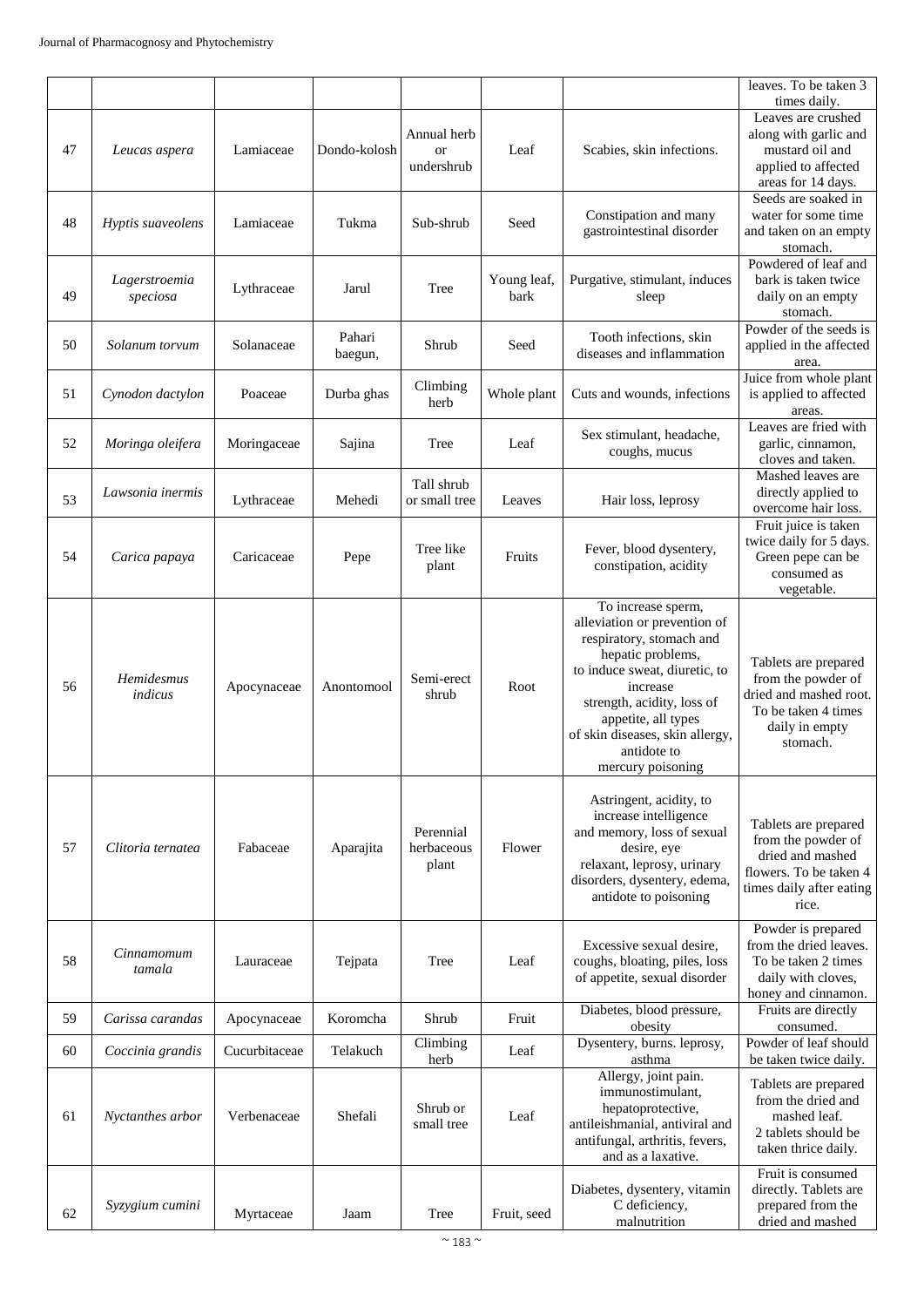|  |  |  |  |  |  |  | leaves. To be taken 3 times daily. |
|---|---|---|---|---|---|---|---|
| 47 | *Leucas aspera* | Lamiaceae | Dondo-kolosh | Annual herb or undershrub | Leaf | Scabies, skin infections. | Leaves are crushed along with garlic and mustard oil and applied to affected areas for 14 days. |
| 48 | *Hyptis suaveolens* | Lamiaceae | Tukma | Sub-shrub | Seed | Constipation and many gastrointestinal disorder | Seeds are soaked in water for some time and taken on an empty stomach. |
| 49 | *Lagerstroemia speciosa* | Lythraceae | Jarul | Tree | Young leaf, bark | Purgative, stimulant, induces sleep | Powdered of leaf and bark is taken twice daily on an empty stomach. |
| 50 | *Solanum torvum* | Solanaceae | Pahari baegun, | Shrub | Seed | Tooth infections, skin diseases and inflammation | Powder of the seeds is applied in the affected area. |
| 51 | *Cynodon dactylon* | Poaceae | Durba ghas | Climbing herb | Whole plant | Cuts and wounds, infections | Juice from whole plant is applied to affected areas. |
| 52 | *Moringa oleifera* | Moringaceae | Sajina | Tree | Leaf | Sex stimulant, headache, coughs, mucus | Leaves are fried with garlic, cinnamon, cloves and taken. |
| 53 | *Lawsonia inermis* | Lythraceae | Mehedi | Tall shrub or small tree | Leaves | Hair loss, leprosy | Mashed leaves are directly applied to overcome hair loss. |
| 54 | *Carica papaya* | Caricaceae | Pepe | Tree like plant | Fruits | Fever, blood dysentery, constipation, acidity | Fruit juice is taken twice daily for 5 days. Green pepe can be consumed as vegetable. |
| 56 | *Hemidesmus indicus* | Apocynaceae | Anontomool | Semi-erect shrub | Root | To increase sperm, alleviation or prevention of respiratory, stomach and hepatic problems, to induce sweat, diuretic, to increase strength, acidity, loss of appetite, all types of skin diseases, skin allergy, antidote to mercury poisoning | Tablets are prepared from the powder of dried and mashed root. To be taken 4 times daily in empty stomach. |
| 57 | *Clitoria ternatea* | Fabaceae | Aparajita | Perennial herbaceous plant | Flower | Astringent, acidity, to increase intelligence and memory, loss of sexual desire, eye relaxant, leprosy, urinary disorders, dysentery, edema, antidote to poisoning | Tablets are prepared from the powder of dried and mashed flowers. To be taken 4 times daily after eating rice. |
| 58 | *Cinnamomum tamala* | Lauraceae | Tejpata | Tree | Leaf | Excessive sexual desire, coughs, bloating, piles, loss of appetite, sexual disorder | Powder is prepared from the dried leaves. To be taken 2 times daily with cloves, honey and cinnamon. |
| 59 | *Carissa carandas* | Apocynaceae | Koromcha | Shrub | Fruit | Diabetes, blood pressure, obesity | Fruits are directly consumed. |
| 60 | *Coccinia grandis* | Cucurbitaceae | Telakuch | Climbing herb | Leaf | Dysentery, burns. leprosy, asthma | Powder of leaf should be taken twice daily. |
| 61 | *Nyctanthes arbor* | Verbenaceae | Shefali | Shrub or small tree | Leaf | Allergy, joint pain. immunostimulant, hepatoprotective, antileishmanial, antiviral and antifungal, arthritis, fevers, and as a laxative. | Tablets are prepared from the dried and mashed leaf. 2 tablets should be taken thrice daily. |
| 62 | *Syzygium cumini* | Myrtaceae | Jaam | Tree | Fruit, seed | Diabetes, dysentery, vitamin C deficiency, malnutrition | Fruit is consumed directly. Tablets are prepared from the dried and mashed |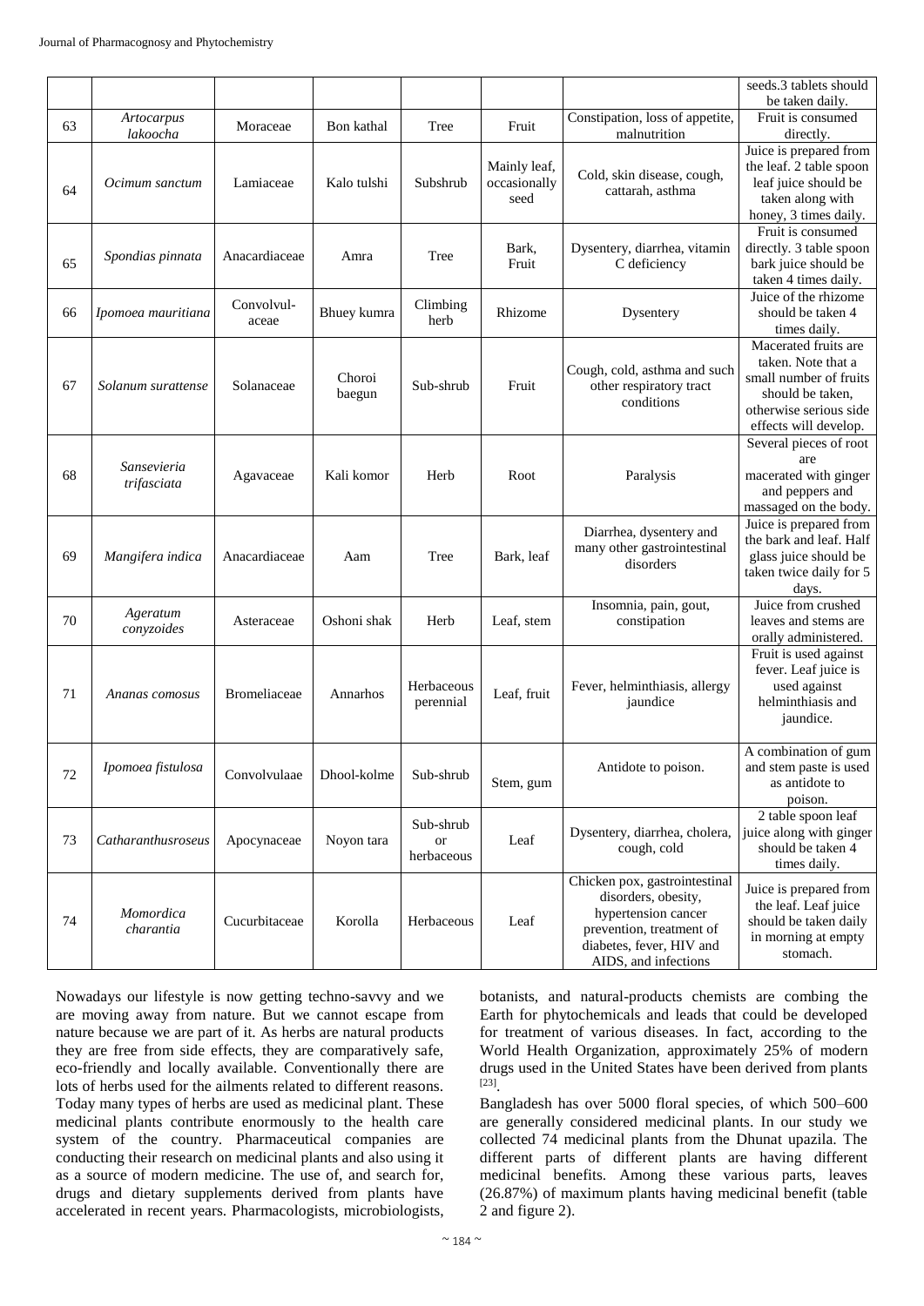| | | | | | | | seeds.3 tablets should be taken daily. |
|---|---|---|---|---|---|---|---|
| 63 | *Artocarpus lakoocha* | Moraceae | Bon kathal | Tree | Fruit | Constipation, loss of appetite, malnutrition | Fruit is consumed directly. |
| 64 | *Ocimum sanctum* | Lamiaceae | Kalo tulshi | Subshrub | Mainly leaf, occasionally seed | Cold, skin disease, cough, cattarah, asthma | Juice is prepared from the leaf. 2 table spoon leaf juice should be taken along with honey, 3 times daily. |
| 65 | *Spondias pinnata* | Anacardiaceae | Amra | Tree | Bark, Fruit | Dysentery, diarrhea, vitamin C deficiency | Fruit is consumed directly. 3 table spoon bark juice should be taken 4 times daily. |
| 66 | *Ipomoea mauritiana* | Convolvul-aceae | Bhuey kumra | Climbing herb | Rhizome | Dysentery | Juice of the rhizome should be taken 4 times daily. |
| 67 | *Solanum surattense* | Solanaceae | Choroi baegun | Sub-shrub | Fruit | Cough, cold, asthma and such other respiratory tract conditions | Macerated fruits are taken. Note that a small number of fruits should be taken, otherwise serious side effects will develop. |
| 68 | *Sansevieria trifasciata* | Agavaceae | Kali komor | Herb | Root | Paralysis | Several pieces of root are macerated with ginger and peppers and massaged on the body. |
| 69 | *Mangifera indica* | Anacardiaceae | Aam | Tree | Bark, leaf | Diarrhea, dysentery and many other gastrointestinal disorders | Juice is prepared from the bark and leaf. Half glass juice should be taken twice daily for 5 days. |
| 70 | *Ageratum conyzoides* | Asteraceae | Oshoni shak | Herb | Leaf, stem | Insomnia, pain, gout, constipation | Juice from crushed leaves and stems are orally administered. |
| 71 | *Ananas comosus* | Bromeliaceae | Annarhos | Herbaceous perennial | Leaf, fruit | Fever, helminthiasis, allergy jaundice | Fruit is used against fever. Leaf juice is used against helminthiasis and jaundice. |
| 72 | *Ipomoea fistulosa* | Convolvulaae | Dhool-kolme | Sub-shrub | Stem, gum | Antidote to poison. | A combination of gum and stem paste is used as antidote to poison. |
| 73 | *Catharanthusroseus* | Apocynaceae | Noyon tara | Sub-shrub or herbaceous | Leaf | Dysentery, diarrhea, cholera, cough, cold | 2 table spoon leaf juice along with ginger should be taken 4 times daily. |
| 74 | *Momordica charantia* | Cucurbitaceae | Korolla | Herbaceous | Leaf | Chicken pox, gastrointestinal disorders, obesity, hypertension cancer prevention, treatment of diabetes, fever, HIV and AIDS, and infections | Juice is prepared from the leaf. Leaf juice should be taken daily in morning at empty stomach. |

Nowadays our lifestyle is now getting techno-savvy and we are moving away from nature. But we cannot escape from nature because we are part of it. As herbs are natural products they are free from side effects, they are comparatively safe, eco-friendly and locally available. Conventionally there are lots of herbs used for the ailments related to different reasons. Today many types of herbs are used as medicinal plant. These medicinal plants contribute enormously to the health care system of the country. Pharmaceutical companies are conducting their research on medicinal plants and also using it as a source of modern medicine. The use of, and search for, drugs and dietary supplements derived from plants have accelerated in recent years. Pharmacologists, microbiologists, botanists, and natural-products chemists are combing the Earth for phytochemicals and leads that could be developed for treatment of various diseases. In fact, according to the World Health Organization, approximately 25% of modern drugs used in the United States have been derived from plants [23].

Bangladesh has over 5000 floral species, of which 500–600 are generally considered medicinal plants. In our study we collected 74 medicinal plants from the Dhunat upazila. The different parts of different plants are having different medicinal benefits. Among these various parts, leaves (26.87%) of maximum plants having medicinal benefit (table 2 and figure 2).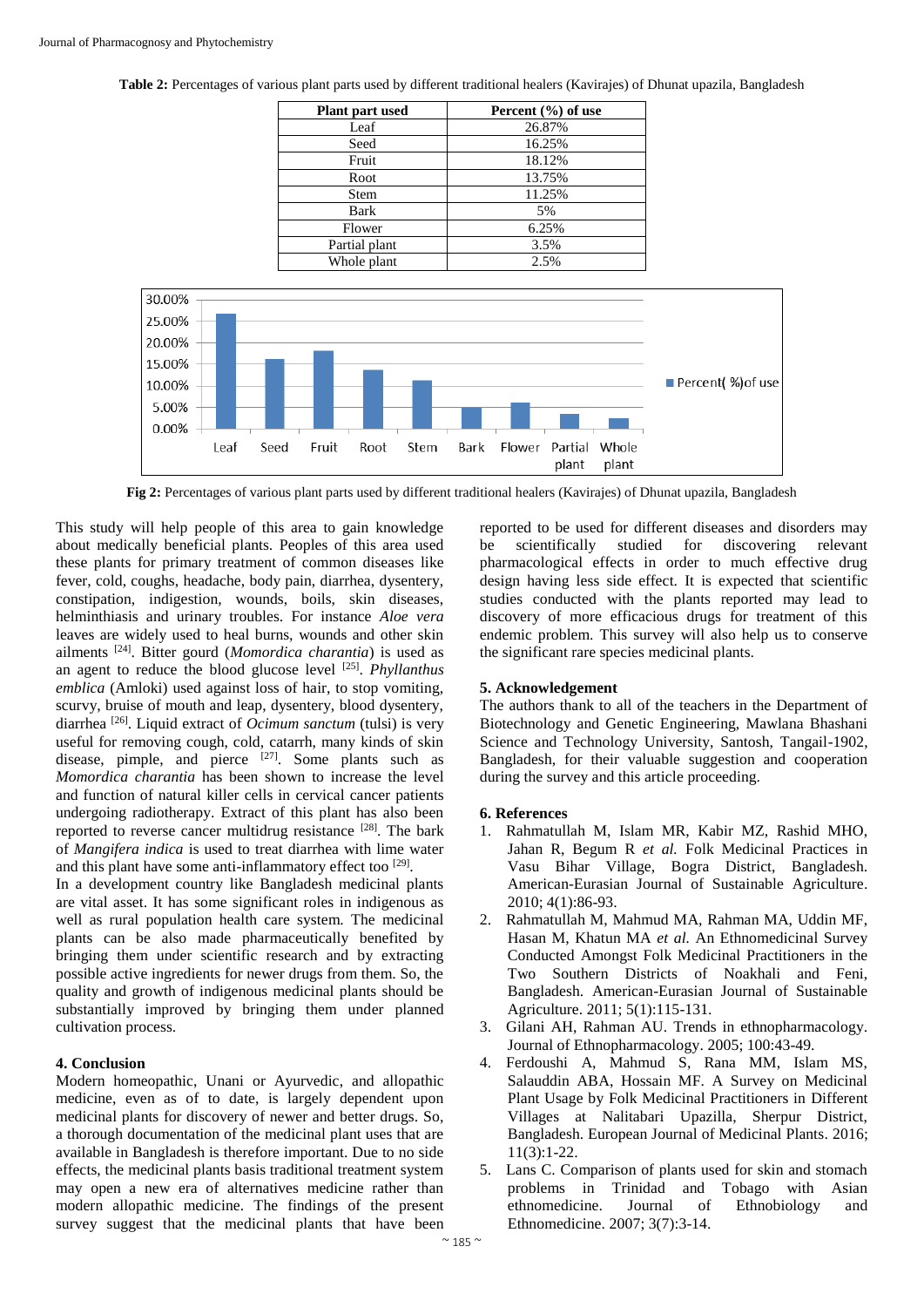**Table 2:** Percentages of various plant parts used by different traditional healers (Kavirajes) of Dhunat upazila, Bangladesh

| Plant part used | Percent (%) of use |
|---|---|
| Leaf | 26.87% |
| Seed | 16.25% |
| Fruit | 18.12% |
| Root | 13.75% |
| Stem | 11.25% |
| Bark | 5% |
| Flower | 6.25% |
| Partial plant | 3.5% |
| Whole plant | 2.5% |

**Fig 2:** Percentages of various plant parts used by different traditional healers (Kavirajes) of Dhunat upazila, Bangladesh

This study will help people of this area to gain knowledge about medically beneficial plants. Peoples of this area used these plants for primary treatment of common diseases like fever, cold, coughs, headache, body pain, diarrhea, dysentery, constipation, indigestion, wounds, boils, skin diseases, helminthiasis and urinary troubles. For instance *Aloe vera* leaves are widely used to heal burns, wounds and other skin ailments [24]. Bitter gourd (*Momordica charantia*) is used as an agent to reduce the blood glucose level [25]. *Phyllanthus emblica* (Amloki) used against loss of hair, to stop vomiting, scurvy, bruise of mouth and leap, dysentery, blood dysentery, diarrhea [26]. Liquid extract of *Ocimum sanctum* (tulsi) is very useful for removing cough, cold, catarrh, many kinds of skin disease, pimple, and pierce [27]. Some plants such as *Momordica charantia* has been shown to increase the level and function of natural killer cells in cervical cancer patients undergoing radiotherapy. Extract of this plant has also been reported to reverse cancer multidrug resistance [28]. The bark of *Mangifera indica* is used to treat diarrhea with lime water and this plant have some anti-inflammatory effect too [29].

In a development country like Bangladesh medicinal plants are vital asset. It has some significant roles in indigenous as well as rural population health care system. The medicinal plants can be also made pharmaceutically benefited by bringing them under scientific research and by extracting possible active ingredients for newer drugs from them. So, the quality and growth of indigenous medicinal plants should be substantially improved by bringing them under planned cultivation process.

## 4. Conclusion

Modern homeopathic, Unani or Ayurvedic, and allopathic medicine, even as of to date, is largely dependent upon medicinal plants for discovery of newer and better drugs. So, a thorough documentation of the medicinal plant uses that are available in Bangladesh is therefore important. Due to no side effects, the medicinal plants basis traditional treatment system may open a new era of alternatives medicine rather than modern allopathic medicine. The findings of the present survey suggest that the medicinal plants that have been reported to be used for different diseases and disorders may be scientifically studied for discovering relevant pharmacological effects in order to much effective drug design having less side effect. It is expected that scientific studies conducted with the plants reported may lead to discovery of more efficacious drugs for treatment of this endemic problem. This survey will also help us to conserve the significant rare species medicinal plants.

## 5. Acknowledgement

The authors thank to all of the teachers in the Department of Biotechnology and Genetic Engineering, Mawlana Bhashani Science and Technology University, Santosh, Tangail-1902, Bangladesh, for their valuable suggestion and cooperation during the survey and this article proceeding.

## 6. References

1. Rahmatullah M, Islam MR, Kabir MZ, Rashid MHO, Jahan R, Begum R *et al.* Folk Medicinal Practices in Vasu Bihar Village, Bogra District, Bangladesh. American-Eurasian Journal of Sustainable Agriculture. 2010; 4(1):86-93.
2. Rahmatullah M, Mahmud MA, Rahman MA, Uddin MF, Hasan M, Khatun MA *et al.* An Ethnomedicinal Survey Conducted Amongst Folk Medicinal Practitioners in the Two Southern Districts of Noakhali and Feni, Bangladesh. American-Eurasian Journal of Sustainable Agriculture. 2011; 5(1):115-131.
3. Gilani AH, Rahman AU. Trends in ethnopharmacology. Journal of Ethnopharmacology. 2005; 100:43-49.
4. Ferdoushi A, Mahmud S, Rana MM, Islam MS, Salauddin ABA, Hossain MF. A Survey on Medicinal Plant Usage by Folk Medicinal Practitioners in Different Villages at Nalitabari Upazilla, Sherpur District, Bangladesh. European Journal of Medicinal Plants. 2016; 11(3):1-22.
5. Lans C. Comparison of plants used for skin and stomach problems in Trinidad and Tobago with Asian ethnomedicine. Journal of Ethnobiology and Ethnomedicine. 2007; 3(7):3-14.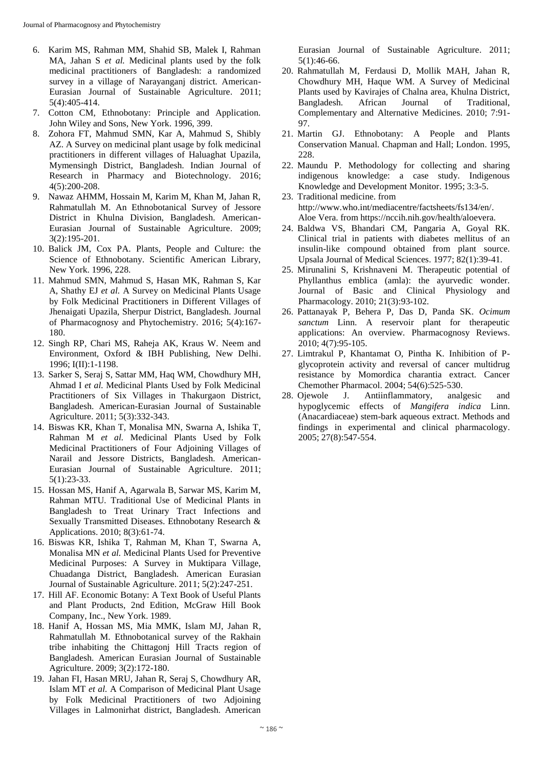6. Karim MS, Rahman MM, Shahid SB, Malek I, Rahman MA, Jahan S *et al.* Medicinal plants used by the folk medicinal practitioners of Bangladesh: a randomized survey in a village of Narayanganj district. American-Eurasian Journal of Sustainable Agriculture. 2011; 5(4):405-414.
7. Cotton CM, Ethnobotany: Principle and Application. John Wiley and Sons, New York. 1996, 399.
8. Zohora FT, Mahmud SMN, Kar A, Mahmud S, Shibly AZ. A Survey on medicinal plant usage by folk medicinal practitioners in different villages of Haluaghat Upazila, Mymensingh District, Bangladesh. Indian Journal of Research in Pharmacy and Biotechnology. 2016; 4(5):200-208.
9. Nawaz AHMM, Hossain M, Karim M, Khan M, Jahan R, Rahmatullah M. An Ethnobotanical Survey of Jessore District in Khulna Division, Bangladesh. American-Eurasian Journal of Sustainable Agriculture. 2009; 3(2):195-201.
10. Balick JM, Cox PA. Plants, People and Culture: the Science of Ethnobotany. Scientific American Library, New York. 1996, 228.
11. Mahmud SMN, Mahmud S, Hasan MK, Rahman S, Kar A, Shathy EJ *et al.* A Survey on Medicinal Plants Usage by Folk Medicinal Practitioners in Different Villages of Jhenaigati Upazila, Sherpur District, Bangladesh. Journal of Pharmacognosy and Phytochemistry. 2016; 5(4):167-180.
12. Singh RP, Chari MS, Raheja AK, Kraus W. Neem and Environment, Oxford & IBH Publishing, New Delhi. 1996; I(II):1-1198.
13. Sarker S, Seraj S, Sattar MM, Haq WM, Chowdhury MH, Ahmad I *et al.* Medicinal Plants Used by Folk Medicinal Practitioners of Six Villages in Thakurgaon District, Bangladesh. American-Eurasian Journal of Sustainable Agriculture. 2011; 5(3):332-343.
14. Biswas KR, Khan T, Monalisa MN, Swarna A, Ishika T, Rahman M *et al.* Medicinal Plants Used by Folk Medicinal Practitioners of Four Adjoining Villages of Narail and Jessore Districts, Bangladesh. American-Eurasian Journal of Sustainable Agriculture. 2011; 5(1):23-33.
15. Hossan MS, Hanif A, Agarwala B, Sarwar MS, Karim M, Rahman MTU. Traditional Use of Medicinal Plants in Bangladesh to Treat Urinary Tract Infections and Sexually Transmitted Diseases. Ethnobotany Research & Applications. 2010; 8(3):61-74.
16. Biswas KR, Ishika T, Rahman M, Khan T, Swarna A, Monalisa MN *et al.* Medicinal Plants Used for Preventive Medicinal Purposes: A Survey in Muktipara Village, Chuadanga District, Bangladesh. American Eurasian Journal of Sustainable Agriculture. 2011; 5(2):247-251.
17. Hill AF. Economic Botany: A Text Book of Useful Plants and Plant Products, 2nd Edition, McGraw Hill Book Company, Inc., New York. 1989.
18. Hanif A, Hossan MS, Mia MMK, Islam MJ, Jahan R, Rahmatullah M. Ethnobotanical survey of the Rakhain tribe inhabiting the Chittagonj Hill Tracts region of Bangladesh. American Eurasian Journal of Sustainable Agriculture. 2009; 3(2):172-180.
19. Jahan FI, Hasan MRU, Jahan R, Seraj S, Chowdhury AR, Islam MT *et al.* A Comparison of Medicinal Plant Usage by Folk Medicinal Practitioners of two Adjoining Villages in Lalmonirhat district, Bangladesh. American Eurasian Journal of Sustainable Agriculture. 2011; 5(1):46-66.
20. Rahmatullah M, Ferdausi D, Mollik MAH, Jahan R, Chowdhury MH, Haque WM. A Survey of Medicinal Plants used by Kavirajes of Chalna area, Khulna District, Bangladesh. African Journal of Traditional, Complementary and Alternative Medicines. 2010; 7:91-97.
21. Martin GJ. Ethnobotany: A People and Plants Conservation Manual. Chapman and Hall; London. 1995, 228.
22. Maundu P. Methodology for collecting and sharing indigenous knowledge: a case study. Indigenous Knowledge and Development Monitor. 1995; 3:3-5.
23. Traditional medicine. from http://www.who.int/mediacentre/factsheets/fs134/en/. Aloe Vera. from https://nccih.nih.gov/health/aloevera.
24. Baldwa VS, Bhandari CM, Pangaria A, Goyal RK. Clinical trial in patients with diabetes mellitus of an insulin-like compound obtained from plant source. Upsala Journal of Medical Sciences. 1977; 82(1):39-41.
25. Mirunalini S, Krishnaveni M. Therapeutic potential of Phyllanthus emblica (amla): the ayurvedic wonder. Journal of Basic and Clinical Physiology and Pharmacology. 2010; 21(3):93-102.
26. Pattanayak P, Behera P, Das D, Panda SK. *Ocimum sanctum* Linn. A reservoir plant for therapeutic applications: An overview. Pharmacognosy Reviews. 2010; 4(7):95-105.
27. Limtrakul P, Khantamat O, Pintha K. Inhibition of P-glycoprotein activity and reversal of cancer multidrug resistance by Momordica charantia extract. Cancer Chemother Pharmacol. 2004; 54(6):525-530.
28. Ojewole J. Antiinflammatory, analgesic and hypoglycemic effects of *Mangifera indica* Linn. (Anacardiaceae) stem-bark aqueous extract. Methods and findings in experimental and clinical pharmacology. 2005; 27(8):547-554.